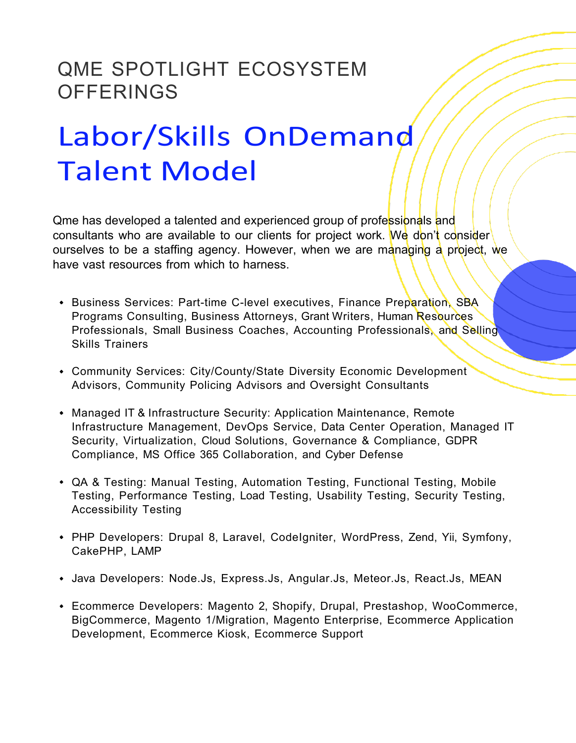# QME SPOTLIGHT ECOSYSTEM OFFERINGS

## Labor/Skills OnDemand Talent Model

Qme has developed a talented and experienced group of professionals and consultants who are available to our clients for project work. We don't consider ourselves to be a staffing agency. However, when we are managing a project, we have vast resources from which to harness.

- Business Services: Part-time C-level executives, Finance Preparation, SBA Programs Consulting, Business Attorneys, Grant Writers, Human Resources Professionals, Small Business Coaches, Accounting Professionals, and Selling Skills Trainers
- Community Services: City/County/State Diversity Economic Development Advisors, Community Policing Advisors and Oversight Consultants
- Managed IT & Infrastructure Security: Application Maintenance, Remote Infrastructure Management, DevOps Service, Data Center Operation, Managed IT Security, Virtualization, Cloud Solutions, Governance & Compliance, GDPR Compliance, MS Office 365 Collaboration, and Cyber Defense
- QA & Testing: Manual Testing, Automation Testing, Functional Testing, Mobile Testing, Performance Testing, Load Testing, Usability Testing, Security Testing, Accessibility Testing
- PHP Developers: Drupal 8, Laravel, CodeIgniter, WordPress, Zend, Yii, Symfony, CakePHP, LAMP
- Java Developers: Node.Js, Express.Js, Angular.Js, Meteor.Js, React.Js, MEAN
- Ecommerce Developers: Magento 2, Shopify, Drupal, Prestashop, WooCommerce, BigCommerce, Magento 1/Migration, Magento Enterprise, Ecommerce Application Development, Ecommerce Kiosk, Ecommerce Support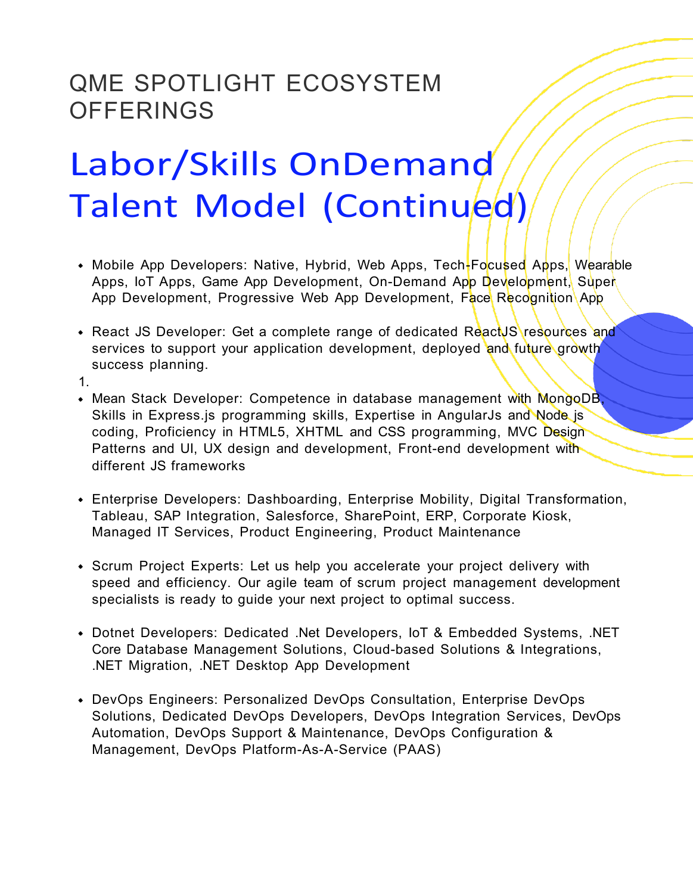QME SPOTLIGHT ECOSYSTEM OFFERINGS

# Labor/Skills OnDemand Talent Model (Continued)

- Mobile App Developers: Native, Hybrid, Web Apps, Tech-Focused Apps, Wearable Apps, IoT Apps, Game App Development, On-Demand App Development, Super App Development, Progressive Web App Development, Face Recognition App

- React JS Developer: Get a complete range of dedicated ReactJS resources and services to support your application development, deployed and future growth success planning.

1.

- Mean Stack Developer: Competence in database management with MongoDB, Skills in Express.js programming skills, Expertise in AngularJs and Node js coding, Proficiency in HTML5, XHTML and CSS programming, MVC Design Patterns and UI, UX design and development, Front-end development with different JS frameworks

- Enterprise Developers: Dashboarding, Enterprise Mobility, Digital Transformation, Tableau, SAP Integration, Salesforce, SharePoint, ERP, Corporate Kiosk, Managed IT Services, Product Engineering, Product Maintenance

- Scrum Project Experts: Let us help you accelerate your project delivery with speed and efficiency. Our agile team of scrum project management development specialists is ready to guide your next project to optimal success.

- Dotnet Developers: Dedicated .Net Developers, IoT & Embedded Systems, .NET Core Database Management Solutions, Cloud-based Solutions & Integrations, .NET Migration, .NET Desktop App Development

- DevOps Engineers: Personalized DevOps Consultation, Enterprise DevOps Solutions, Dedicated DevOps Developers, DevOps Integration Services, DevOps Automation, DevOps Support & Maintenance, DevOps Configuration & Management, DevOps Platform-As-A-Service (PAAS)